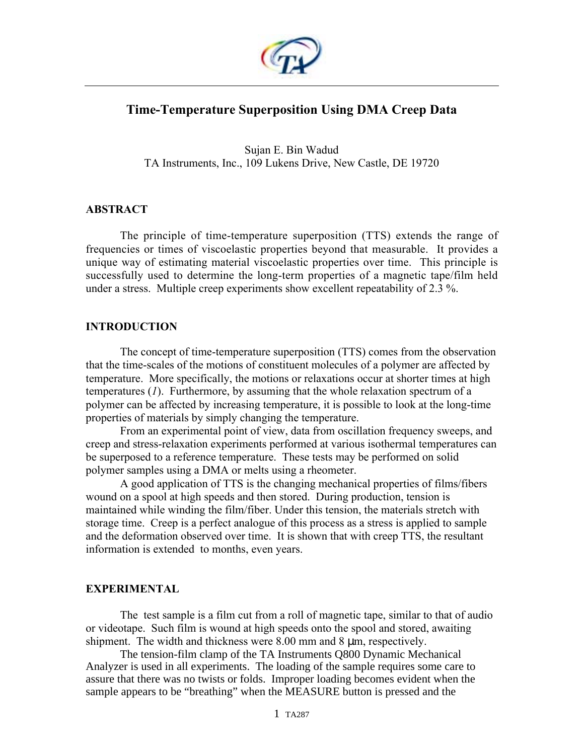# Time-Temperature Superposition Using DMA Creep Data

Sujan E. Bin Wadud
TA Instruments, Inc., 109 Lukens Drive, New Castle, DE 19720

## ABSTRACT

The principle of time-temperature superposition (TTS) extends the range of frequencies or times of viscoelastic properties beyond that measurable. It provides a unique way of estimating material viscoelastic properties over time. This principle is successfully used to determine the long-term properties of a magnetic tape/film held under a stress. Multiple creep experiments show excellent repeatability of 2.3 %.

## INTRODUCTION

The concept of time-temperature superposition (TTS) comes from the observation that the time-scales of the motions of constituent molecules of a polymer are affected by temperature. More specifically, the motions or relaxations occur at shorter times at high temperatures (*1*). Furthermore, by assuming that the whole relaxation spectrum of a polymer can be affected by increasing temperature, it is possible to look at the long-time properties of materials by simply changing the temperature.

From an experimental point of view, data from oscillation frequency sweeps, and creep and stress-relaxation experiments performed at various isothermal temperatures can be superposed to a reference temperature. These tests may be performed on solid polymer samples using a DMA or melts using a rheometer.

A good application of TTS is the changing mechanical properties of films/fibers wound on a spool at high speeds and then stored. During production, tension is maintained while winding the film/fiber. Under this tension, the materials stretch with storage time. Creep is a perfect analogue of this process as a stress is applied to sample and the deformation observed over time. It is shown that with creep TTS, the resultant information is extended to months, even years.

## EXPERIMENTAL

The test sample is a film cut from a roll of magnetic tape, similar to that of audio or videotape. Such film is wound at high speeds onto the spool and stored, awaiting shipment. The width and thickness were 8.00 mm and 8 µm, respectively.

The tension-film clamp of the TA Instruments Q800 Dynamic Mechanical Analyzer is used in all experiments. The loading of the sample requires some care to assure that there was no twists or folds. Improper loading becomes evident when the sample appears to be "breathing" when the MEASURE button is pressed and the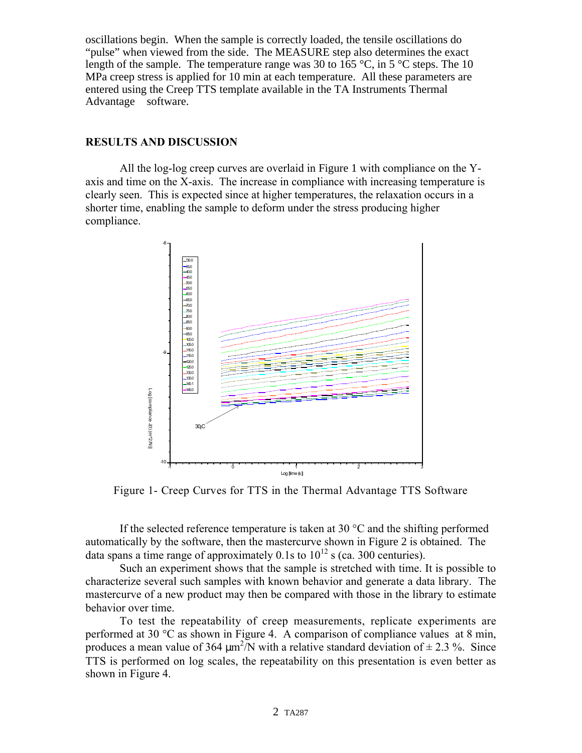oscillations begin. When the sample is correctly loaded, the tensile oscillations do "pulse" when viewed from the side. The MEASURE step also determines the exact length of the sample. The temperature range was 30 to 165 °C, in 5 °C steps. The 10 MPa creep stress is applied for 10 min at each temperature. All these parameters are entered using the Creep TTS template available in the TA Instruments Thermal Advantage software.

## RESULTS AND DISCUSSION

All the log-log creep curves are overlaid in Figure 1 with compliance on the Y-axis and time on the X-axis. The increase in compliance with increasing temperature is clearly seen. This is expected since at higher temperatures, the relaxation occurs in a shorter time, enabling the sample to deform under the stress producing higher compliance.

Figure 1- Creep Curves for TTS in the Thermal Advantage TTS Software

If the selected reference temperature is taken at 30 °C and the shifting performed automatically by the software, then the mastercurve shown in Figure 2 is obtained. The data spans a time range of approximately 0.1s to $10^{12}$ s (ca. 300 centuries).

Such an experiment shows that the sample is stretched with time. It is possible to characterize several such samples with known behavior and generate a data library. The mastercurve of a new product may then be compared with those in the library to estimate behavior over time.

To test the repeatability of creep measurements, replicate experiments are performed at 30 °C as shown in Figure 4. A comparison of compliance values at 8 min, produces a mean value of 364 $\mu m^2/N$ with a relative standard deviation of ± 2.3 %. Since TTS is performed on log scales, the repeatability on this presentation is even better as shown in Figure 4.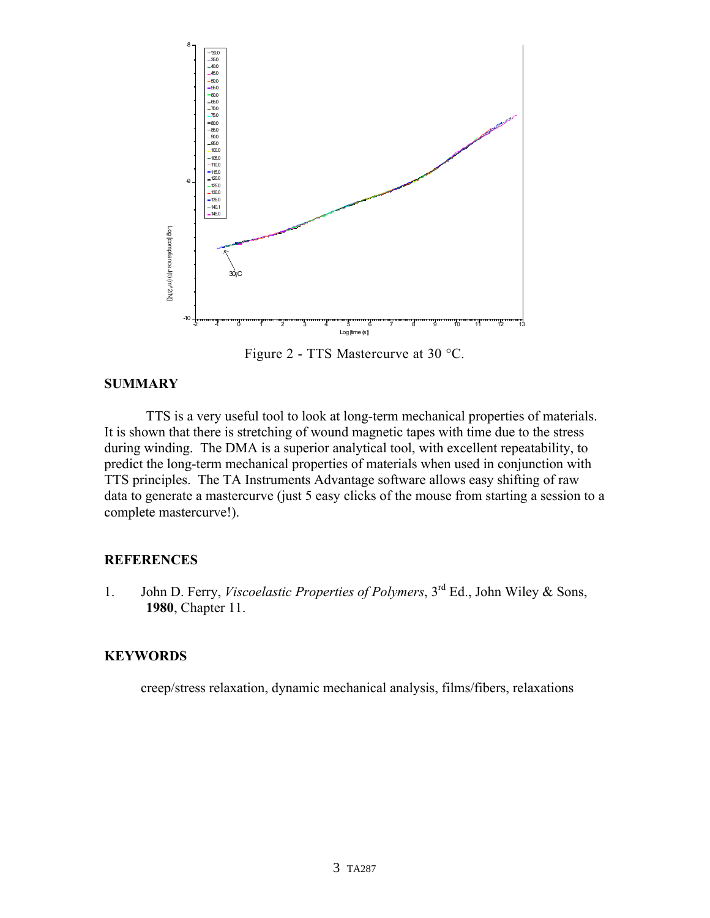Figure 2 - TTS Mastercurve at 30 °C.

## SUMMARY

TTS is a very useful tool to look at long-term mechanical properties of materials. It is shown that there is stretching of wound magnetic tapes with time due to the stress during winding. The DMA is a superior analytical tool, with excellent repeatability, to predict the long-term mechanical properties of materials when used in conjunction with TTS principles. The TA Instruments Advantage software allows easy shifting of raw data to generate a mastercurve (just 5 easy clicks of the mouse from starting a session to a complete mastercurve!).

## REFERENCES

1. John D. Ferry, *Viscoelastic Properties of Polymers*, 3rd Ed., John Wiley & Sons, **1980**, Chapter 11.

## KEYWORDS

creep/stress relaxation, dynamic mechanical analysis, films/fibers, relaxations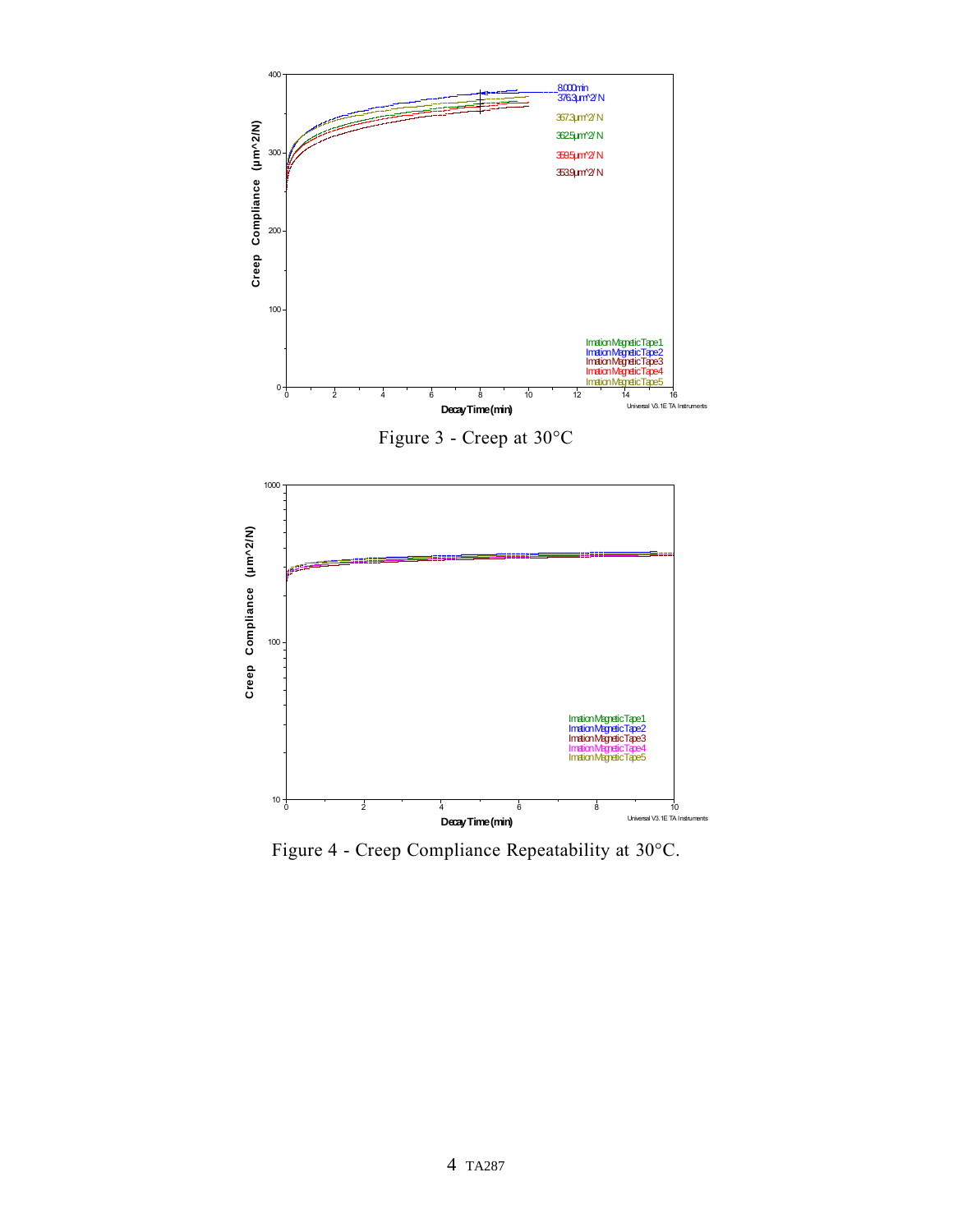Creep Compliance (µm^2/N)

400
300
200
100
0

0 2 4 6 8 10 12 14 16

Decay Time (min)

8.000min
376.3µm^2/N
367.3µm^2/N
362.5µm^2/N
359.5µm^2/N
353.9µm^2/N

Imation Magnetic Tape1
Imation Magnetic Tape2
Imation Magnetic Tape3
Imation Magnetic Tape4
Imation Magnetic Tape5

Universal V3.1E TA Instruments

Figure 3 - Creep at 30°C

Creep Compliance (µm^2/N)

1000
100
10

0 2 4 6 8 10

Decay Time (min)

Imation Magnetic Tape1
Imation Magnetic Tape2
Imation Magnetic Tape3
Imation Magnetic Tape4
Imation Magnetic Tape5

Universal V3.1E TA Instruments

Figure 4 - Creep Compliance Repeatability at 30°C.